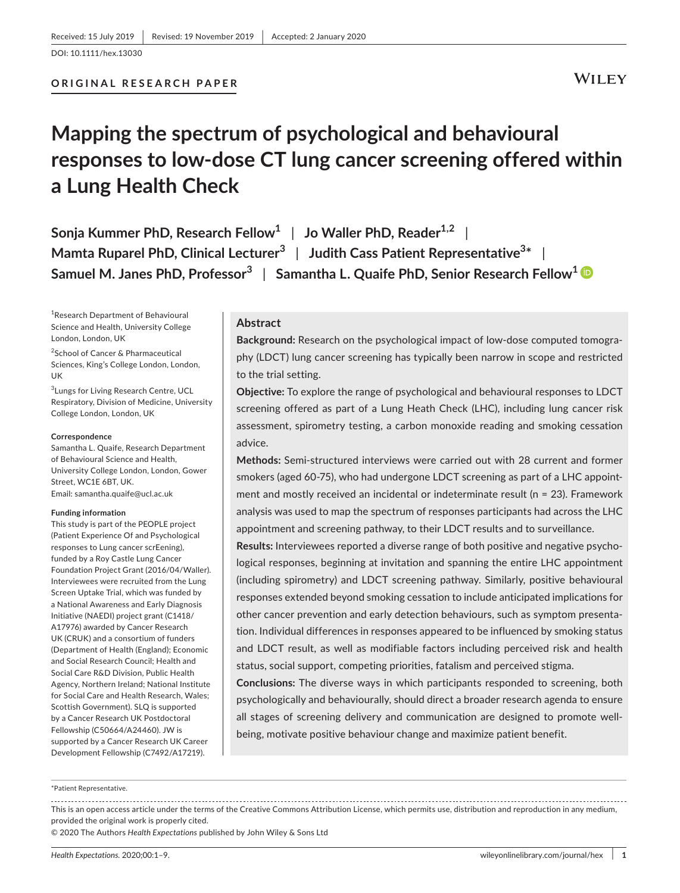Received: 15 July 2019 | Revised: 19 November 2019 | Accepted: 2 January 2020

DOI: 10.1111/hex.13030

**ORIGINAL RESEARCH PAPER**

# Mapping the spectrum of psychological and behavioural responses to low-dose CT lung cancer screening offered within a Lung Health Check

**Sonja Kummer PhD, Research Fellow**[1] | **Jo Waller PhD, Reader**[1,2] | **Mamta Ruparel PhD, Clinical Lecturer**[3] | **Judith Cass Patient Representative**[3*] | **Samuel M. Janes PhD, Professor**[3] | **Samantha L. Quaife PhD, Senior Research Fellow**[1]

[1]Research Department of Behavioural Science and Health, University College London, London, UK

[2]School of Cancer & Pharmaceutical Sciences, King's College London, London, UK

[3]Lungs for Living Research Centre, UCL Respiratory, Division of Medicine, University College London, London, UK

**Correspondence**
Samantha L. Quaife, Research Department of Behavioural Science and Health, University College London, London, Gower Street, WC1E 6BT, UK.
Email: samantha.quaife@ucl.ac.uk

**Funding information**
This study is part of the PEOPLE project (Patient Experience Of and Psychological responses to Lung cancer scrEening), funded by a Roy Castle Lung Cancer Foundation Project Grant (2016/04/Waller). Interviewees were recruited from the Lung Screen Uptake Trial, which was funded by a National Awareness and Early Diagnosis Initiative (NAEDI) project grant (C1418/A17976) awarded by Cancer Research UK (CRUK) and a consortium of funders (Department of Health (England); Economic and Social Research Council; Health and Social Care R&D Division, Public Health Agency, Northern Ireland; National Institute for Social Care and Health Research, Wales; Scottish Government). SLQ is supported by a Cancer Research UK Postdoctoral Fellowship (C50664/A24460). JW is supported by a Cancer Research UK Career Development Fellowship (C7492/A17219).

## Abstract

**Background:** Research on the psychological impact of low-dose computed tomography (LDCT) lung cancer screening has typically been narrow in scope and restricted to the trial setting.

**Objective:** To explore the range of psychological and behavioural responses to LDCT screening offered as part of a Lung Heath Check (LHC), including lung cancer risk assessment, spirometry testing, a carbon monoxide reading and smoking cessation advice.

**Methods:** Semi-structured interviews were carried out with 28 current and former smokers (aged 60-75), who had undergone LDCT screening as part of a LHC appointment and mostly received an incidental or indeterminate result (n = 23). Framework analysis was used to map the spectrum of responses participants had across the LHC appointment and screening pathway, to their LDCT results and to surveillance.

**Results:** Interviewees reported a diverse range of both positive and negative psychological responses, beginning at invitation and spanning the entire LHC appointment (including spirometry) and LDCT screening pathway. Similarly, positive behavioural responses extended beyond smoking cessation to include anticipated implications for other cancer prevention and early detection behaviours, such as symptom presentation. Individual differences in responses appeared to be influenced by smoking status and LDCT result, as well as modifiable factors including perceived risk and health status, social support, competing priorities, fatalism and perceived stigma.

**Conclusions:** The diverse ways in which participants responded to screening, both psychologically and behaviourally, should direct a broader research agenda to ensure all stages of screening delivery and communication are designed to promote well-being, motivate positive behaviour change and maximize patient benefit.

*Patient Representative.

This is an open access article under the terms of the Creative Commons Attribution License, which permits use, distribution and reproduction in any medium, provided the original work is properly cited.
© 2020 The Authors *Health Expectations* published by John Wiley & Sons Ltd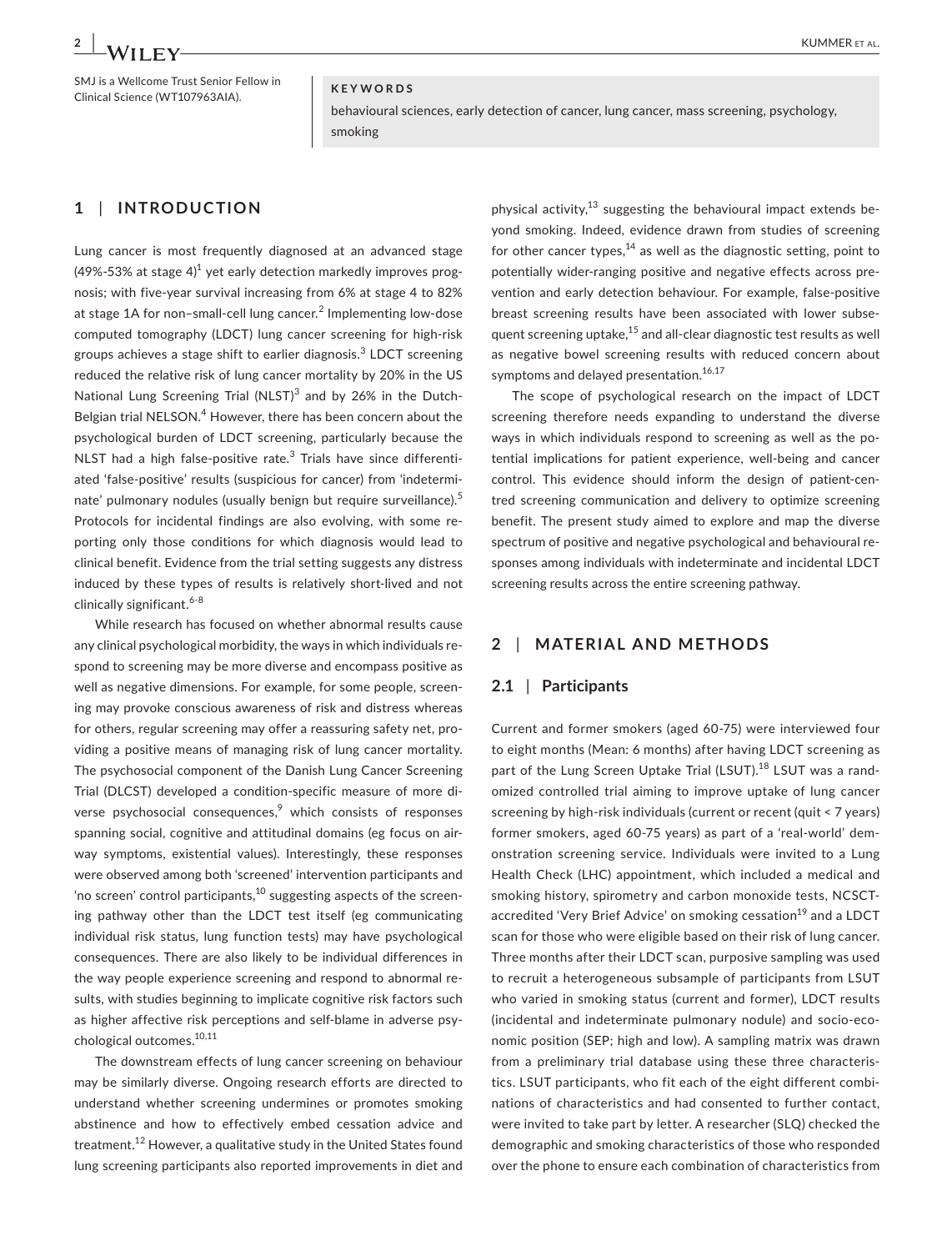SMJ is a Wellcome Trust Senior Fellow in Clinical Science (WT107963AIA).

**KEYWORDS**

behavioural sciences, early detection of cancer, lung cancer, mass screening, psychology, smoking

## 1 | INTRODUCTION

Lung cancer is most frequently diagnosed at an advanced stage (49%-53% at stage 4)[1] yet early detection markedly improves prognosis; with five-year survival increasing from 6% at stage 4 to 82% at stage 1A for non–small-cell lung cancer.[2] Implementing low-dose computed tomography (LDCT) lung cancer screening for high-risk groups achieves a stage shift to earlier diagnosis.[3] LDCT screening reduced the relative risk of lung cancer mortality by 20% in the US National Lung Screening Trial (NLST)[3] and by 26% in the Dutch-Belgian trial NELSON.[4] However, there has been concern about the psychological burden of LDCT screening, particularly because the NLST had a high false-positive rate.[3] Trials have since differentiated 'false-positive' results (suspicious for cancer) from 'indeterminate' pulmonary nodules (usually benign but require surveillance).[5] Protocols for incidental findings are also evolving, with some reporting only those conditions for which diagnosis would lead to clinical benefit. Evidence from the trial setting suggests any distress induced by these types of results is relatively short-lived and not clinically significant.[6-8]

While research has focused on whether abnormal results cause any clinical psychological morbidity, the ways in which individuals respond to screening may be more diverse and encompass positive as well as negative dimensions. For example, for some people, screening may provoke conscious awareness of risk and distress whereas for others, regular screening may offer a reassuring safety net, providing a positive means of managing risk of lung cancer mortality. The psychosocial component of the Danish Lung Cancer Screening Trial (DLCST) developed a condition-specific measure of more diverse psychosocial consequences,[9] which consists of responses spanning social, cognitive and attitudinal domains (eg focus on airway symptoms, existential values). Interestingly, these responses were observed among both 'screened' intervention participants and 'no screen' control participants,[10] suggesting aspects of the screening pathway other than the LDCT test itself (eg communicating individual risk status, lung function tests) may have psychological consequences. There are also likely to be individual differences in the way people experience screening and respond to abnormal results, with studies beginning to implicate cognitive risk factors such as higher affective risk perceptions and self-blame in adverse psychological outcomes.[10,11]

The downstream effects of lung cancer screening on behaviour may be similarly diverse. Ongoing research efforts are directed to understand whether screening undermines or promotes smoking abstinence and how to effectively embed cessation advice and treatment.[12] However, a qualitative study in the United States found lung screening participants also reported improvements in diet and physical activity,[13] suggesting the behavioural impact extends beyond smoking. Indeed, evidence drawn from studies of screening for other cancer types,[14] as well as the diagnostic setting, point to potentially wider-ranging positive and negative effects across prevention and early detection behaviour. For example, false-positive breast screening results have been associated with lower subsequent screening uptake,[15] and all-clear diagnostic test results as well as negative bowel screening results with reduced concern about symptoms and delayed presentation.[16,17]

The scope of psychological research on the impact of LDCT screening therefore needs expanding to understand the diverse ways in which individuals respond to screening as well as the potential implications for patient experience, well-being and cancer control. This evidence should inform the design of patient-centred screening communication and delivery to optimize screening benefit. The present study aimed to explore and map the diverse spectrum of positive and negative psychological and behavioural responses among individuals with indeterminate and incidental LDCT screening results across the entire screening pathway.

## 2 | MATERIAL AND METHODS

### 2.1 | Participants

Current and former smokers (aged 60-75) were interviewed four to eight months (Mean: 6 months) after having LDCT screening as part of the Lung Screen Uptake Trial (LSUT).[18] LSUT was a randomized controlled trial aiming to improve uptake of lung cancer screening by high-risk individuals (current or recent (quit < 7 years) former smokers, aged 60-75 years) as part of a 'real-world' demonstration screening service. Individuals were invited to a Lung Health Check (LHC) appointment, which included a medical and smoking history, spirometry and carbon monoxide tests, NCSCT-accredited 'Very Brief Advice' on smoking cessation[19] and a LDCT scan for those who were eligible based on their risk of lung cancer. Three months after their LDCT scan, purposive sampling was used to recruit a heterogeneous subsample of participants from LSUT who varied in smoking status (current and former), LDCT results (incidental and indeterminate pulmonary nodule) and socio-economic position (SEP; high and low). A sampling matrix was drawn from a preliminary trial database using these three characteristics. LSUT participants, who fit each of the eight different combinations of characteristics and had consented to further contact, were invited to take part by letter. A researcher (SLQ) checked the demographic and smoking characteristics of those who responded over the phone to ensure each combination of characteristics from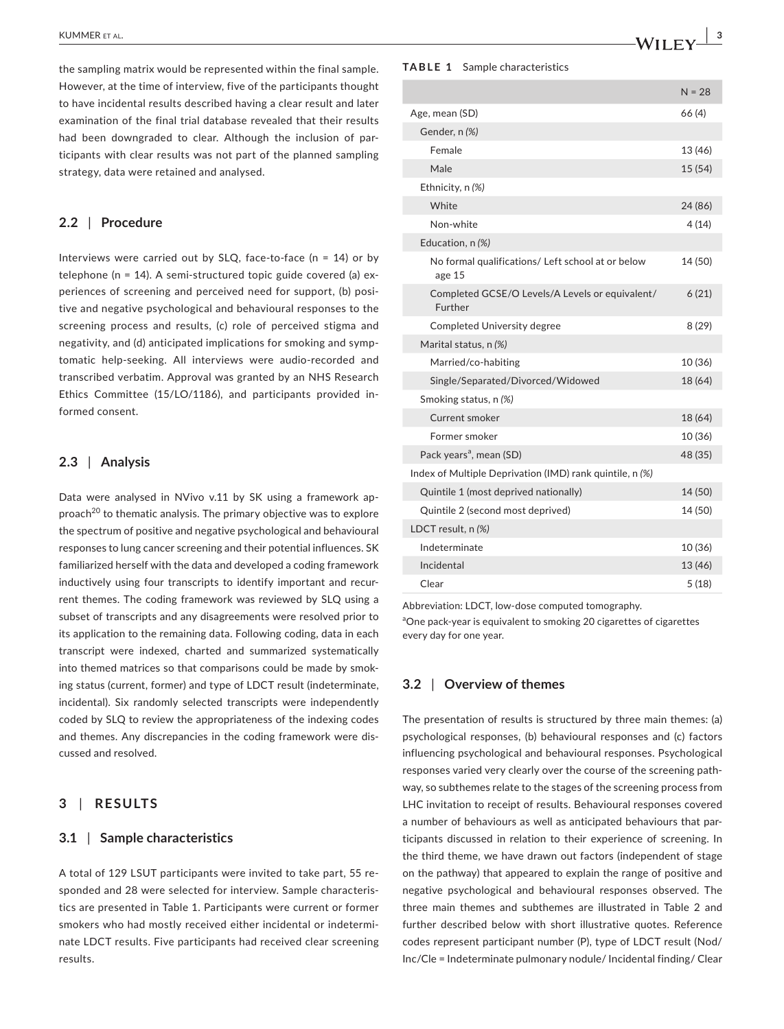the sampling matrix would be represented within the final sample. However, at the time of interview, five of the participants thought to have incidental results described having a clear result and later examination of the final trial database revealed that their results had been downgraded to clear. Although the inclusion of participants with clear results was not part of the planned sampling strategy, data were retained and analysed.

### 2.2 | Procedure

Interviews were carried out by SLQ, face-to-face (n = 14) or by telephone (n = 14). A semi-structured topic guide covered (a) experiences of screening and perceived need for support, (b) positive and negative psychological and behavioural responses to the screening process and results, (c) role of perceived stigma and negativity, and (d) anticipated implications for smoking and symptomatic help-seeking. All interviews were audio-recorded and transcribed verbatim. Approval was granted by an NHS Research Ethics Committee (15/LO/1186), and participants provided informed consent.

### 2.3 | Analysis

Data were analysed in NVivo v.11 by SK using a framework approach[20] to thematic analysis. The primary objective was to explore the spectrum of positive and negative psychological and behavioural responses to lung cancer screening and their potential influences. SK familiarized herself with the data and developed a coding framework inductively using four transcripts to identify important and recurrent themes. The coding framework was reviewed by SLQ using a subset of transcripts and any disagreements were resolved prior to its application to the remaining data. Following coding, data in each transcript were indexed, charted and summarized systematically into themed matrices so that comparisons could be made by smoking status (current, former) and type of LDCT result (indeterminate, incidental). Six randomly selected transcripts were independently coded by SLQ to review the appropriateness of the indexing codes and themes. Any discrepancies in the coding framework were discussed and resolved.

## 3 | RESULTS

### 3.1 | Sample characteristics

A total of 129 LSUT participants were invited to take part, 55 responded and 28 were selected for interview. Sample characteristics are presented in Table 1. Participants were current or former smokers who had mostly received either incidental or indeterminate LDCT results. Five participants had received clear screening results.

**TABLE 1** Sample characteristics

| | N = 28 |
|---|---|
| Age, mean (SD) | 66 (4) |
| Gender, n *(%)* | |
| Female | 13 (46) |
| Male | 15 (54) |
| Ethnicity, n *(%)* | |
| White | 24 (86) |
| Non-white | 4 (14) |
| Education, n *(%)* | |
| No formal qualifications/ Left school at or below age 15 | 14 (50) |
| Completed GCSE/O Levels/A Levels or equivalent/ Further | 6 (21) |
| Completed University degree | 8 (29) |
| Marital status, n *(%)* | |
| Married/co-habiting | 10 (36) |
| Single/Separated/Divorced/Widowed | 18 (64) |
| Smoking status, n *(%)* | |
| Current smoker | 18 (64) |
| Former smoker | 10 (36) |
| Pack years[a], mean (SD) | 48 (35) |
| Index of Multiple Deprivation (IMD) rank quintile, n *(%)* | |
| Quintile 1 (most deprived nationally) | 14 (50) |
| Quintile 2 (second most deprived) | 14 (50) |
| LDCT result, n *(%)* | |
| Indeterminate | 10 (36) |
| Incidental | 13 (46) |
| Clear | 5 (18) |

Abbreviation: LDCT, low-dose computed tomography.
[a]One pack-year is equivalent to smoking 20 cigarettes of cigarettes every day for one year.

### 3.2 | Overview of themes

The presentation of results is structured by three main themes: (a) psychological responses, (b) behavioural responses and (c) factors influencing psychological and behavioural responses. Psychological responses varied very clearly over the course of the screening pathway, so subthemes relate to the stages of the screening process from LHC invitation to receipt of results. Behavioural responses covered a number of behaviours as well as anticipated behaviours that participants discussed in relation to their experience of screening. In the third theme, we have drawn out factors (independent of stage on the pathway) that appeared to explain the range of positive and negative psychological and behavioural responses observed. The three main themes and subthemes are illustrated in Table 2 and further described below with short illustrative quotes. Reference codes represent participant number (P), type of LDCT result (Nod/Inc/Cle = Indeterminate pulmonary nodule/ Incidental finding/ Clear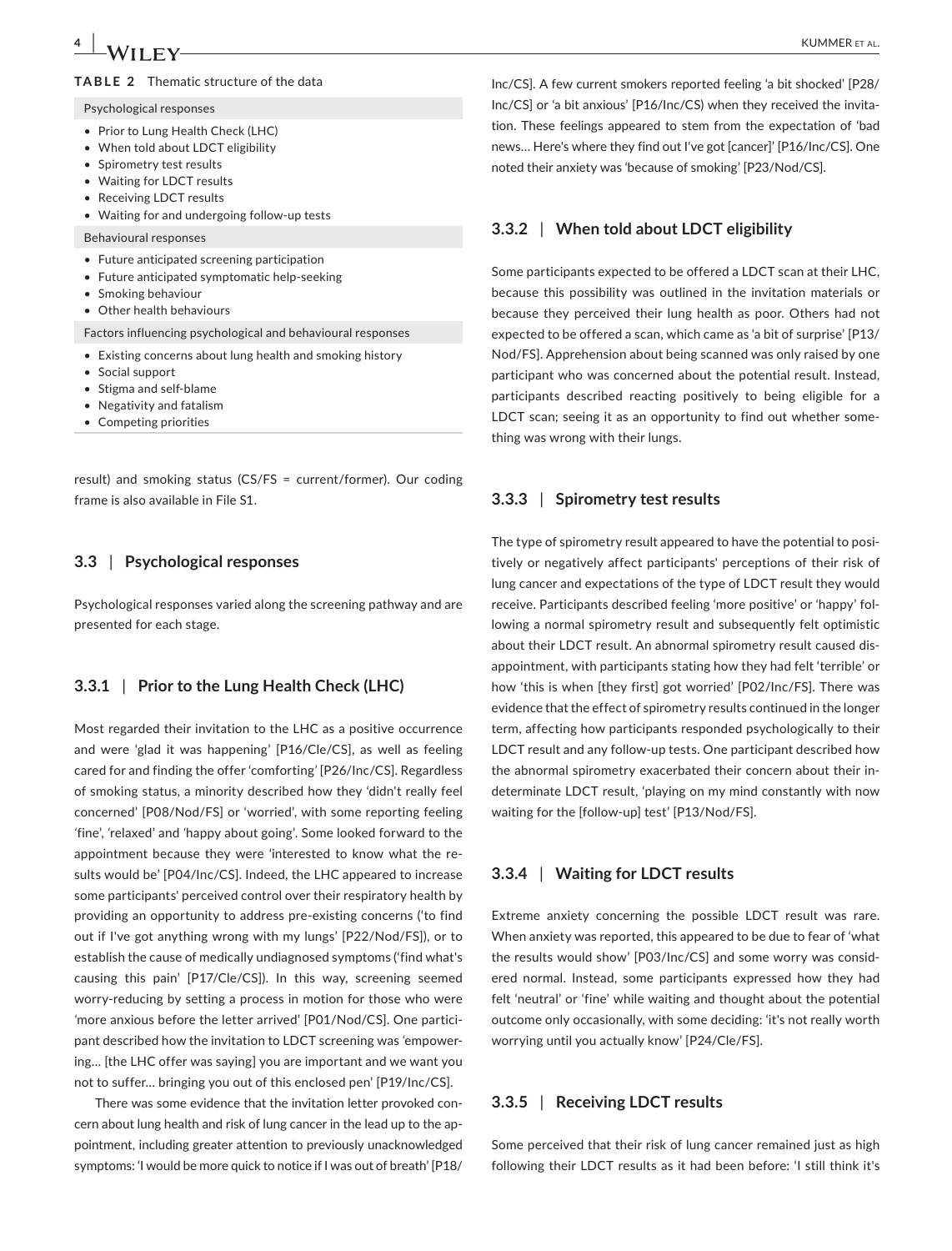**TABLE 2** Thematic structure of the data

| Psychological responses |
| --- |
| • Prior to Lung Health Check (LHC)<br>• When told about LDCT eligibility<br>• Spirometry test results<br>• Waiting for LDCT results<br>• Receiving LDCT results<br>• Waiting for and undergoing follow-up tests |
| **Behavioural responses** |
| • Future anticipated screening participation<br>• Future anticipated symptomatic help-seeking<br>• Smoking behaviour<br>• Other health behaviours |
| **Factors influencing psychological and behavioural responses** |
| • Existing concerns about lung health and smoking history<br>• Social support<br>• Stigma and self-blame<br>• Negativity and fatalism<br>• Competing priorities |

result) and smoking status (CS/FS = current/former). Our coding frame is also available in File S1.

## 3.3 | Psychological responses

Psychological responses varied along the screening pathway and are presented for each stage.

### 3.3.1 | Prior to the Lung Health Check (LHC)

Most regarded their invitation to the LHC as a positive occurrence and were 'glad it was happening' [P16/Cle/CS], as well as feeling cared for and finding the offer 'comforting' [P26/Inc/CS]. Regardless of smoking status, a minority described how they 'didn't really feel concerned' [P08/Nod/FS] or 'worried', with some reporting feeling 'fine', 'relaxed' and 'happy about going'. Some looked forward to the appointment because they were 'interested to know what the results would be' [P04/Inc/CS]. Indeed, the LHC appeared to increase some participants' perceived control over their respiratory health by providing an opportunity to address pre-existing concerns ('to find out if I've got anything wrong with my lungs' [P22/Nod/FS]), or to establish the cause of medically undiagnosed symptoms ('find what's causing this pain' [P17/Cle/CS]). In this way, screening seemed worry-reducing by setting a process in motion for those who were 'more anxious before the letter arrived' [P01/Nod/CS]. One participant described how the invitation to LDCT screening was 'empowering… [the LHC offer was saying] you are important and we want you not to suffer… bringing you out of this enclosed pen' [P19/Inc/CS].

There was some evidence that the invitation letter provoked concern about lung health and risk of lung cancer in the lead up to the appointment, including greater attention to previously unacknowledged symptoms: 'I would be more quick to notice if I was out of breath' [P18/Inc/CS]. A few current smokers reported feeling 'a bit shocked' [P28/Inc/CS] or 'a bit anxious' [P16/Inc/CS) when they received the invitation. These feelings appeared to stem from the expectation of 'bad news… Here's where they find out I've got [cancer]' [P16/Inc/CS]. One noted their anxiety was 'because of smoking' [P23/Nod/CS].

### 3.3.2 | When told about LDCT eligibility

Some participants expected to be offered a LDCT scan at their LHC, because this possibility was outlined in the invitation materials or because they perceived their lung health as poor. Others had not expected to be offered a scan, which came as 'a bit of surprise' [P13/Nod/FS]. Apprehension about being scanned was only raised by one participant who was concerned about the potential result. Instead, participants described reacting positively to being eligible for a LDCT scan; seeing it as an opportunity to find out whether something was wrong with their lungs.

### 3.3.3 | Spirometry test results

The type of spirometry result appeared to have the potential to positively or negatively affect participants' perceptions of their risk of lung cancer and expectations of the type of LDCT result they would receive. Participants described feeling 'more positive' or 'happy' following a normal spirometry result and subsequently felt optimistic about their LDCT result. An abnormal spirometry result caused disappointment, with participants stating how they had felt 'terrible' or how 'this is when [they first] got worried' [P02/Inc/FS]. There was evidence that the effect of spirometry results continued in the longer term, affecting how participants responded psychologically to their LDCT result and any follow-up tests. One participant described how the abnormal spirometry exacerbated their concern about their indeterminate LDCT result, 'playing on my mind constantly with now waiting for the [follow-up] test' [P13/Nod/FS].

### 3.3.4 | Waiting for LDCT results

Extreme anxiety concerning the possible LDCT result was rare. When anxiety was reported, this appeared to be due to fear of 'what the results would show' [P03/Inc/CS] and some worry was considered normal. Instead, some participants expressed how they had felt 'neutral' or 'fine' while waiting and thought about the potential outcome only occasionally, with some deciding: 'it's not really worth worrying until you actually know' [P24/Cle/FS].

### 3.3.5 | Receiving LDCT results

Some perceived that their risk of lung cancer remained just as high following their LDCT results as it had been before: 'I still think it's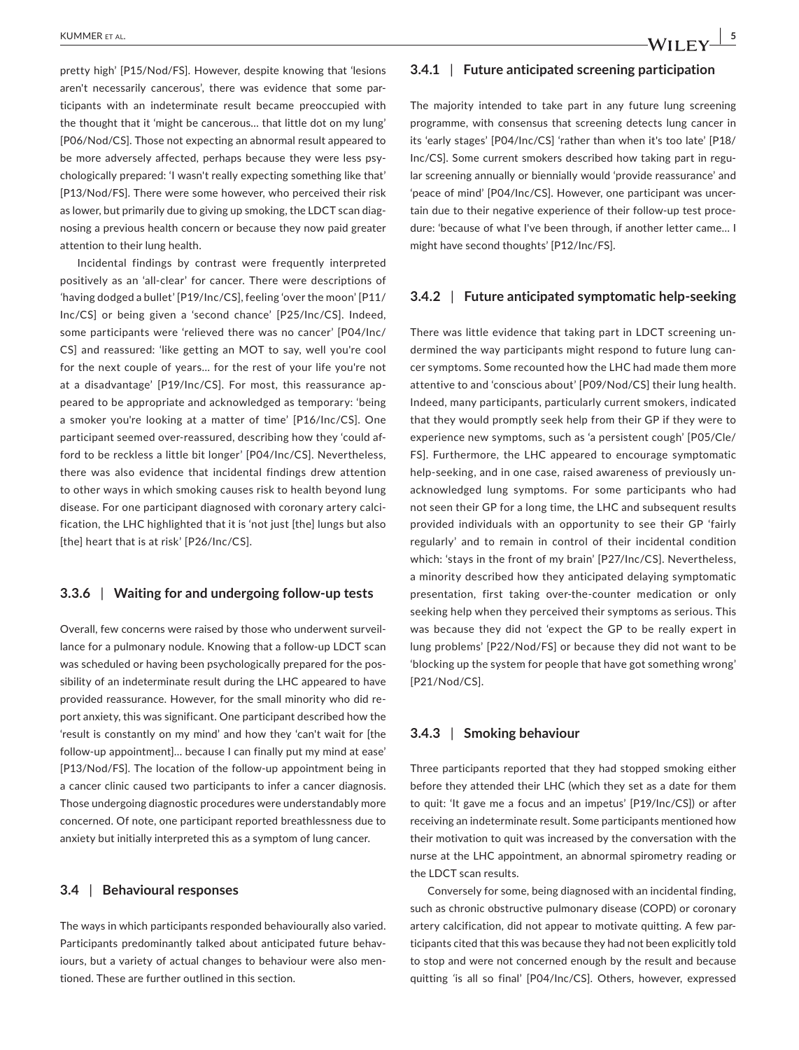pretty high' [P15/Nod/FS]. However, despite knowing that 'lesions aren't necessarily cancerous', there was evidence that some participants with an indeterminate result became preoccupied with the thought that it 'might be cancerous… that little dot on my lung' [P06/Nod/CS]. Those not expecting an abnormal result appeared to be more adversely affected, perhaps because they were less psychologically prepared: 'I wasn't really expecting something like that' [P13/Nod/FS]. There were some however, who perceived their risk as lower, but primarily due to giving up smoking, the LDCT scan diagnosing a previous health concern or because they now paid greater attention to their lung health.

Incidental findings by contrast were frequently interpreted positively as an 'all-clear' for cancer. There were descriptions of 'having dodged a bullet' [P19/Inc/CS], feeling 'over the moon' [P11/Inc/CS] or being given a 'second chance' [P25/Inc/CS]. Indeed, some participants were 'relieved there was no cancer' [P04/Inc/CS] and reassured: 'like getting an MOT to say, well you're cool for the next couple of years… for the rest of your life you're not at a disadvantage' [P19/Inc/CS]. For most, this reassurance appeared to be appropriate and acknowledged as temporary: 'being a smoker you're looking at a matter of time' [P16/Inc/CS]. One participant seemed over-reassured, describing how they 'could afford to be reckless a little bit longer' [P04/Inc/CS]. Nevertheless, there was also evidence that incidental findings drew attention to other ways in which smoking causes risk to health beyond lung disease. For one participant diagnosed with coronary artery calcification, the LHC highlighted that it is 'not just [the] lungs but also [the] heart that is at risk' [P26/Inc/CS].

### 3.3.6 | Waiting for and undergoing follow-up tests

Overall, few concerns were raised by those who underwent surveillance for a pulmonary nodule. Knowing that a follow-up LDCT scan was scheduled or having been psychologically prepared for the possibility of an indeterminate result during the LHC appeared to have provided reassurance. However, for the small minority who did report anxiety, this was significant. One participant described how the 'result is constantly on my mind' and how they 'can't wait for [the follow-up appointment]… because I can finally put my mind at ease' [P13/Nod/FS]. The location of the follow-up appointment being in a cancer clinic caused two participants to infer a cancer diagnosis. Those undergoing diagnostic procedures were understandably more concerned. Of note, one participant reported breathlessness due to anxiety but initially interpreted this as a symptom of lung cancer.

## 3.4 | Behavioural responses

The ways in which participants responded behaviourally also varied. Participants predominantly talked about anticipated future behaviours, but a variety of actual changes to behaviour were also mentioned. These are further outlined in this section.

### 3.4.1 | Future anticipated screening participation

The majority intended to take part in any future lung screening programme, with consensus that screening detects lung cancer in its 'early stages' [P04/Inc/CS] 'rather than when it's too late' [P18/Inc/CS]. Some current smokers described how taking part in regular screening annually or biennially would 'provide reassurance' and 'peace of mind' [P04/Inc/CS]. However, one participant was uncertain due to their negative experience of their follow-up test procedure: 'because of what I've been through, if another letter came… I might have second thoughts' [P12/Inc/FS].

### 3.4.2 | Future anticipated symptomatic help-seeking

There was little evidence that taking part in LDCT screening undermined the way participants might respond to future lung cancer symptoms. Some recounted how the LHC had made them more attentive to and 'conscious about' [P09/Nod/CS] their lung health. Indeed, many participants, particularly current smokers, indicated that they would promptly seek help from their GP if they were to experience new symptoms, such as 'a persistent cough' [P05/Cle/FS]. Furthermore, the LHC appeared to encourage symptomatic help-seeking, and in one case, raised awareness of previously unacknowledged lung symptoms. For some participants who had not seen their GP for a long time, the LHC and subsequent results provided individuals with an opportunity to see their GP 'fairly regularly' and to remain in control of their incidental condition which: 'stays in the front of my brain' [P27/Inc/CS]. Nevertheless, a minority described how they anticipated delaying symptomatic presentation, first taking over-the-counter medication or only seeking help when they perceived their symptoms as serious. This was because they did not 'expect the GP to be really expert in lung problems' [P22/Nod/FS] or because they did not want to be 'blocking up the system for people that have got something wrong' [P21/Nod/CS].

### 3.4.3 | Smoking behaviour

Three participants reported that they had stopped smoking either before they attended their LHC (which they set as a date for them to quit: 'It gave me a focus and an impetus' [P19/Inc/CS]) or after receiving an indeterminate result. Some participants mentioned how their motivation to quit was increased by the conversation with the nurse at the LHC appointment, an abnormal spirometry reading or the LDCT scan results.

Conversely for some, being diagnosed with an incidental finding, such as chronic obstructive pulmonary disease (COPD) or coronary artery calcification, did not appear to motivate quitting. A few participants cited that this was because they had not been explicitly told to stop and were not concerned enough by the result and because quitting 'is all so final' [P04/Inc/CS]. Others, however, expressed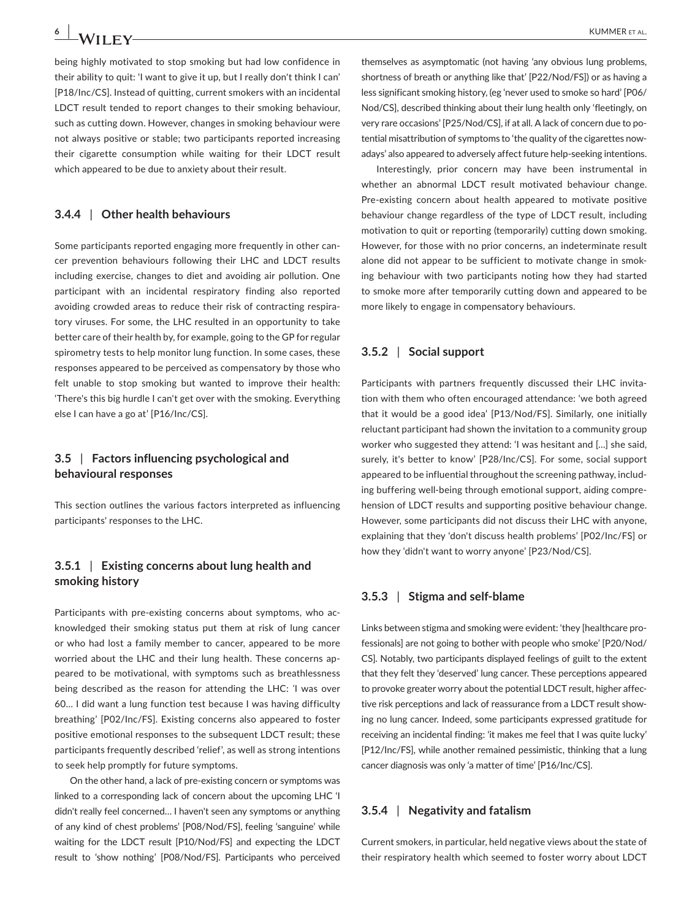being highly motivated to stop smoking but had low confidence in their ability to quit: 'I want to give it up, but I really don't think I can' [P18/Inc/CS]. Instead of quitting, current smokers with an incidental LDCT result tended to report changes to their smoking behaviour, such as cutting down. However, changes in smoking behaviour were not always positive or stable; two participants reported increasing their cigarette consumption while waiting for their LDCT result which appeared to be due to anxiety about their result.

### 3.4.4 | Other health behaviours

Some participants reported engaging more frequently in other cancer prevention behaviours following their LHC and LDCT results including exercise, changes to diet and avoiding air pollution. One participant with an incidental respiratory finding also reported avoiding crowded areas to reduce their risk of contracting respiratory viruses. For some, the LHC resulted in an opportunity to take better care of their health by, for example, going to the GP for regular spirometry tests to help monitor lung function. In some cases, these responses appeared to be perceived as compensatory by those who felt unable to stop smoking but wanted to improve their health: 'There's this big hurdle I can't get over with the smoking. Everything else I can have a go at' [P16/Inc/CS].

## 3.5 | Factors influencing psychological and behavioural responses

This section outlines the various factors interpreted as influencing participants' responses to the LHC.

### 3.5.1 | Existing concerns about lung health and smoking history

Participants with pre-existing concerns about symptoms, who acknowledged their smoking status put them at risk of lung cancer or who had lost a family member to cancer, appeared to be more worried about the LHC and their lung health. These concerns appeared to be motivational, with symptoms such as breathlessness being described as the reason for attending the LHC: 'I was over 60… I did want a lung function test because I was having difficulty breathing' [P02/Inc/FS]. Existing concerns also appeared to foster positive emotional responses to the subsequent LDCT result; these participants frequently described 'relief', as well as strong intentions to seek help promptly for future symptoms.

On the other hand, a lack of pre-existing concern or symptoms was linked to a corresponding lack of concern about the upcoming LHC 'I didn't really feel concerned… I haven't seen any symptoms or anything of any kind of chest problems' [P08/Nod/FS], feeling 'sanguine' while waiting for the LDCT result [P10/Nod/FS] and expecting the LDCT result to 'show nothing' [P08/Nod/FS]. Participants who perceived themselves as asymptomatic (not having 'any obvious lung problems, shortness of breath or anything like that' [P22/Nod/FS]) or as having a less significant smoking history, (eg 'never used to smoke so hard' [P06/Nod/CS], described thinking about their lung health only 'fleetingly, on very rare occasions' [P25/Nod/CS], if at all. A lack of concern due to potential misattribution of symptoms to 'the quality of the cigarettes nowadays' also appeared to adversely affect future help-seeking intentions.

Interestingly, prior concern may have been instrumental in whether an abnormal LDCT result motivated behaviour change. Pre-existing concern about health appeared to motivate positive behaviour change regardless of the type of LDCT result, including motivation to quit or reporting (temporarily) cutting down smoking. However, for those with no prior concerns, an indeterminate result alone did not appear to be sufficient to motivate change in smoking behaviour with two participants noting how they had started to smoke more after temporarily cutting down and appeared to be more likely to engage in compensatory behaviours.

### 3.5.2 | Social support

Participants with partners frequently discussed their LHC invitation with them who often encouraged attendance: 'we both agreed that it would be a good idea' [P13/Nod/FS]. Similarly, one initially reluctant participant had shown the invitation to a community group worker who suggested they attend: 'I was hesitant and [...] she said, surely, it's better to know' [P28/Inc/CS]. For some, social support appeared to be influential throughout the screening pathway, including buffering well-being through emotional support, aiding comprehension of LDCT results and supporting positive behaviour change. However, some participants did not discuss their LHC with anyone, explaining that they 'don't discuss health problems' [P02/Inc/FS] or how they 'didn't want to worry anyone' [P23/Nod/CS].

### 3.5.3 | Stigma and self-blame

Links between stigma and smoking were evident: 'they [healthcare professionals] are not going to bother with people who smoke' [P20/Nod/CS]. Notably, two participants displayed feelings of guilt to the extent that they felt they 'deserved' lung cancer. These perceptions appeared to provoke greater worry about the potential LDCT result, higher affective risk perceptions and lack of reassurance from a LDCT result showing no lung cancer. Indeed, some participants expressed gratitude for receiving an incidental finding: 'it makes me feel that I was quite lucky' [P12/Inc/FS], while another remained pessimistic, thinking that a lung cancer diagnosis was only 'a matter of time' [P16/Inc/CS].

### 3.5.4 | Negativity and fatalism

Current smokers, in particular, held negative views about the state of their respiratory health which seemed to foster worry about LDCT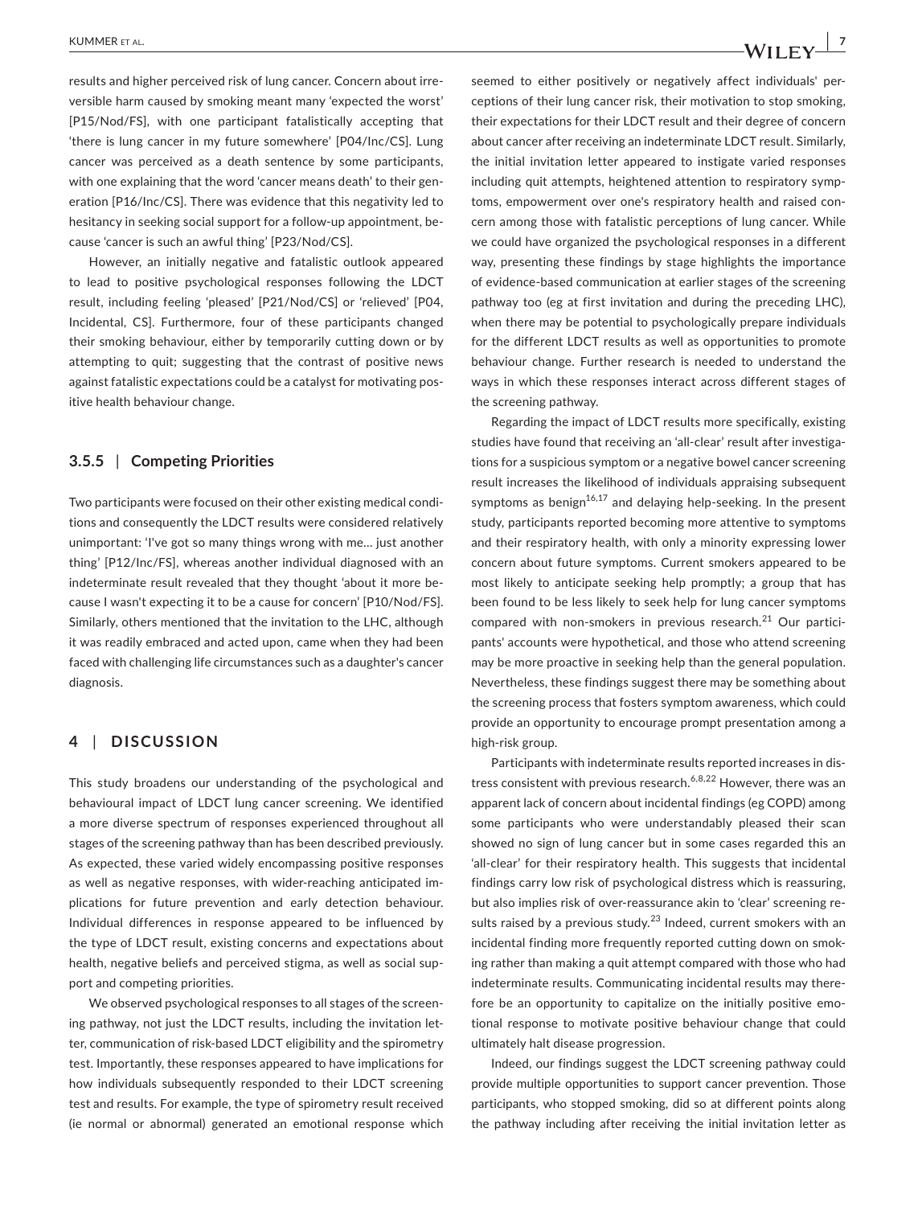results and higher perceived risk of lung cancer. Concern about irreversible harm caused by smoking meant many 'expected the worst' [P15/Nod/FS], with one participant fatalistically accepting that 'there is lung cancer in my future somewhere' [P04/Inc/CS]. Lung cancer was perceived as a death sentence by some participants, with one explaining that the word 'cancer means death' to their generation [P16/Inc/CS]. There was evidence that this negativity led to hesitancy in seeking social support for a follow-up appointment, because 'cancer is such an awful thing' [P23/Nod/CS].

However, an initially negative and fatalistic outlook appeared to lead to positive psychological responses following the LDCT result, including feeling 'pleased' [P21/Nod/CS] or 'relieved' [P04, Incidental, CS]. Furthermore, four of these participants changed their smoking behaviour, either by temporarily cutting down or by attempting to quit; suggesting that the contrast of positive news against fatalistic expectations could be a catalyst for motivating positive health behaviour change.

### 3.5.5 | Competing Priorities

Two participants were focused on their other existing medical conditions and consequently the LDCT results were considered relatively unimportant: 'I've got so many things wrong with me… just another thing' [P12/Inc/FS], whereas another individual diagnosed with an indeterminate result revealed that they thought 'about it more because I wasn't expecting it to be a cause for concern' [P10/Nod/FS]. Similarly, others mentioned that the invitation to the LHC, although it was readily embraced and acted upon, came when they had been faced with challenging life circumstances such as a daughter's cancer diagnosis.

## 4 | DISCUSSION

This study broadens our understanding of the psychological and behavioural impact of LDCT lung cancer screening. We identified a more diverse spectrum of responses experienced throughout all stages of the screening pathway than has been described previously. As expected, these varied widely encompassing positive responses as well as negative responses, with wider-reaching anticipated implications for future prevention and early detection behaviour. Individual differences in response appeared to be influenced by the type of LDCT result, existing concerns and expectations about health, negative beliefs and perceived stigma, as well as social support and competing priorities.

We observed psychological responses to all stages of the screening pathway, not just the LDCT results, including the invitation letter, communication of risk-based LDCT eligibility and the spirometry test. Importantly, these responses appeared to have implications for how individuals subsequently responded to their LDCT screening test and results. For example, the type of spirometry result received (ie normal or abnormal) generated an emotional response which seemed to either positively or negatively affect individuals' perceptions of their lung cancer risk, their motivation to stop smoking, their expectations for their LDCT result and their degree of concern about cancer after receiving an indeterminate LDCT result. Similarly, the initial invitation letter appeared to instigate varied responses including quit attempts, heightened attention to respiratory symptoms, empowerment over one's respiratory health and raised concern among those with fatalistic perceptions of lung cancer. While we could have organized the psychological responses in a different way, presenting these findings by stage highlights the importance of evidence-based communication at earlier stages of the screening pathway too (eg at first invitation and during the preceding LHC), when there may be potential to psychologically prepare individuals for the different LDCT results as well as opportunities to promote behaviour change. Further research is needed to understand the ways in which these responses interact across different stages of the screening pathway.

Regarding the impact of LDCT results more specifically, existing studies have found that receiving an 'all-clear' result after investigations for a suspicious symptom or a negative bowel cancer screening result increases the likelihood of individuals appraising subsequent symptoms as benign[16,17] and delaying help-seeking. In the present study, participants reported becoming more attentive to symptoms and their respiratory health, with only a minority expressing lower concern about future symptoms. Current smokers appeared to be most likely to anticipate seeking help promptly; a group that has been found to be less likely to seek help for lung cancer symptoms compared with non-smokers in previous research.[21] Our participants' accounts were hypothetical, and those who attend screening may be more proactive in seeking help than the general population. Nevertheless, these findings suggest there may be something about the screening process that fosters symptom awareness, which could provide an opportunity to encourage prompt presentation among a high-risk group.

Participants with indeterminate results reported increases in distress consistent with previous research.[6,8,22] However, there was an apparent lack of concern about incidental findings (eg COPD) among some participants who were understandably pleased their scan showed no sign of lung cancer but in some cases regarded this an 'all-clear' for their respiratory health. This suggests that incidental findings carry low risk of psychological distress which is reassuring, but also implies risk of over-reassurance akin to 'clear' screening results raised by a previous study.[23] Indeed, current smokers with an incidental finding more frequently reported cutting down on smoking rather than making a quit attempt compared with those who had indeterminate results. Communicating incidental results may therefore be an opportunity to capitalize on the initially positive emotional response to motivate positive behaviour change that could ultimately halt disease progression.

Indeed, our findings suggest the LDCT screening pathway could provide multiple opportunities to support cancer prevention. Those participants, who stopped smoking, did so at different points along the pathway including after receiving the initial invitation letter as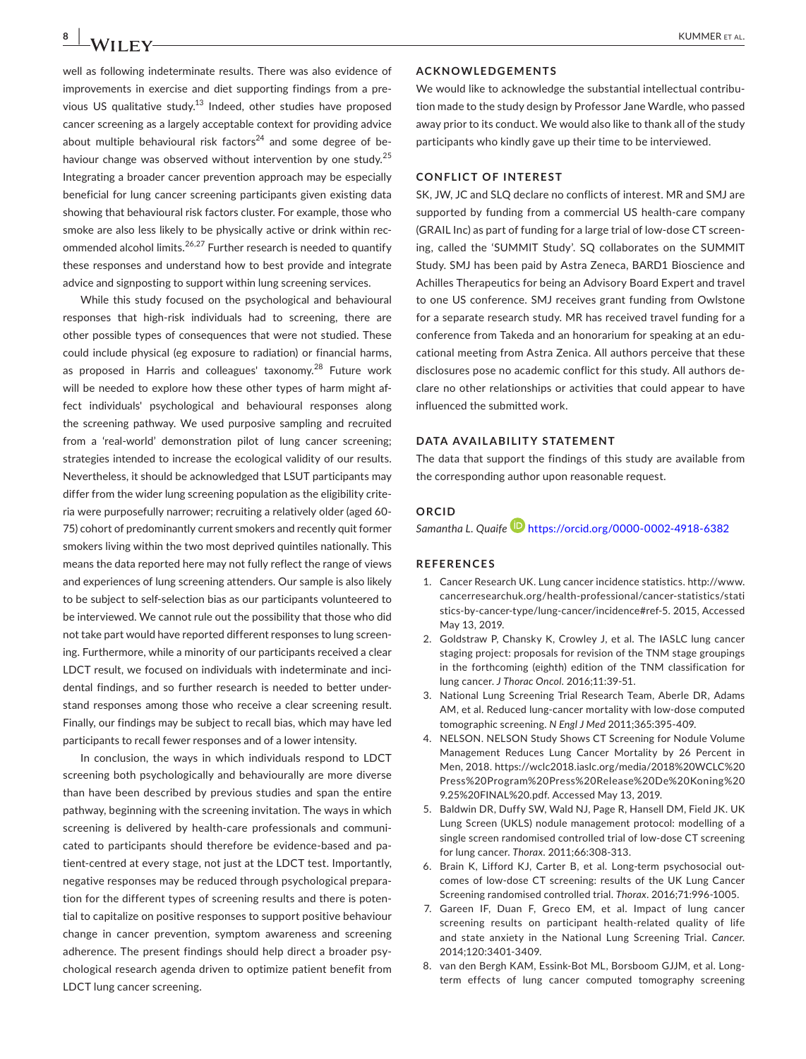well as following indeterminate results. There was also evidence of improvements in exercise and diet supporting findings from a previous US qualitative study.[13] Indeed, other studies have proposed cancer screening as a largely acceptable context for providing advice about multiple behavioural risk factors[24] and some degree of behaviour change was observed without intervention by one study.[25] Integrating a broader cancer prevention approach may be especially beneficial for lung cancer screening participants given existing data showing that behavioural risk factors cluster. For example, those who smoke are also less likely to be physically active or drink within recommended alcohol limits.[26,27] Further research is needed to quantify these responses and understand how to best provide and integrate advice and signposting to support within lung screening services.

While this study focused on the psychological and behavioural responses that high-risk individuals had to screening, there are other possible types of consequences that were not studied. These could include physical (eg exposure to radiation) or financial harms, as proposed in Harris and colleagues' taxonomy.[28] Future work will be needed to explore how these other types of harm might affect individuals' psychological and behavioural responses along the screening pathway. We used purposive sampling and recruited from a 'real-world' demonstration pilot of lung cancer screening; strategies intended to increase the ecological validity of our results. Nevertheless, it should be acknowledged that LSUT participants may differ from the wider lung screening population as the eligibility criteria were purposefully narrower; recruiting a relatively older (aged 60-75) cohort of predominantly current smokers and recently quit former smokers living within the two most deprived quintiles nationally. This means the data reported here may not fully reflect the range of views and experiences of lung screening attenders. Our sample is also likely to be subject to self-selection bias as our participants volunteered to be interviewed. We cannot rule out the possibility that those who did not take part would have reported different responses to lung screening. Furthermore, while a minority of our participants received a clear LDCT result, we focused on individuals with indeterminate and incidental findings, and so further research is needed to better understand responses among those who receive a clear screening result. Finally, our findings may be subject to recall bias, which may have led participants to recall fewer responses and of a lower intensity.

In conclusion, the ways in which individuals respond to LDCT screening both psychologically and behaviourally are more diverse than have been described by previous studies and span the entire pathway, beginning with the screening invitation. The ways in which screening is delivered by health-care professionals and communicated to participants should therefore be evidence-based and patient-centred at every stage, not just at the LDCT test. Importantly, negative responses may be reduced through psychological preparation for the different types of screening results and there is potential to capitalize on positive responses to support positive behaviour change in cancer prevention, symptom awareness and screening adherence. The present findings should help direct a broader psychological research agenda driven to optimize patient benefit from LDCT lung cancer screening.

## ACKNOWLEDGEMENTS

We would like to acknowledge the substantial intellectual contribution made to the study design by Professor Jane Wardle, who passed away prior to its conduct. We would also like to thank all of the study participants who kindly gave up their time to be interviewed.

## CONFLICT OF INTEREST

SK, JW, JC and SLQ declare no conflicts of interest. MR and SMJ are supported by funding from a commercial US health-care company (GRAIL Inc) as part of funding for a large trial of low-dose CT screening, called the 'SUMMIT Study'. SQ collaborates on the SUMMIT Study. SMJ has been paid by Astra Zeneca, BARD1 Bioscience and Achilles Therapeutics for being an Advisory Board Expert and travel to one US conference. SMJ receives grant funding from Owlstone for a separate research study. MR has received travel funding for a conference from Takeda and an honorarium for speaking at an educational meeting from Astra Zenica. All authors perceive that these disclosures pose no academic conflict for this study. All authors declare no other relationships or activities that could appear to have influenced the submitted work.

## DATA AVAILABILITY STATEMENT

The data that support the findings of this study are available from the corresponding author upon reasonable request.

## ORCID

*Samantha L. Quaife* https://orcid.org/0000-0002-4918-6382

## REFERENCES

1. Cancer Research UK. Lung cancer incidence statistics. http://www.cancerresearchuk.org/health-professional/cancer-statistics/statistics-by-cancer-type/lung-cancer/incidence#ref-5. 2015, Accessed May 13, 2019.
2. Goldstraw P, Chansky K, Crowley J, et al. The IASLC lung cancer staging project: proposals for revision of the TNM stage groupings in the forthcoming (eighth) edition of the TNM classification for lung cancer. *J Thorac Oncol*. 2016;11:39-51.
3. National Lung Screening Trial Research Team, Aberle DR, Adams AM, et al. Reduced lung-cancer mortality with low-dose computed tomographic screening. *N Engl J Med* 2011;365:395-409.
4. NELSON. NELSON Study Shows CT Screening for Nodule Volume Management Reduces Lung Cancer Mortality by 26 Percent in Men, 2018. https://wclc2018.iaslc.org/media/2018%20WCLC%20Press%20Program%20Press%20Release%20De%20Koning%209.25%20FINAL%20.pdf. Accessed May 13, 2019.
5. Baldwin DR, Duffy SW, Wald NJ, Page R, Hansell DM, Field JK. UK Lung Screen (UKLS) nodule management protocol: modelling of a single screen randomised controlled trial of low-dose CT screening for lung cancer. *Thorax*. 2011;66:308-313.
6. Brain K, Lifford KJ, Carter B, et al. Long-term psychosocial outcomes of low-dose CT screening: results of the UK Lung Cancer Screening randomised controlled trial. *Thorax*. 2016;71:996-1005.
7. Gareen IF, Duan F, Greco EM, et al. Impact of lung cancer screening results on participant health-related quality of life and state anxiety in the National Lung Screening Trial. *Cancer*. 2014;120:3401-3409.
8. van den Bergh KAM, Essink-Bot ML, Borsboom GJJM, et al. Long-term effects of lung cancer computed tomography screening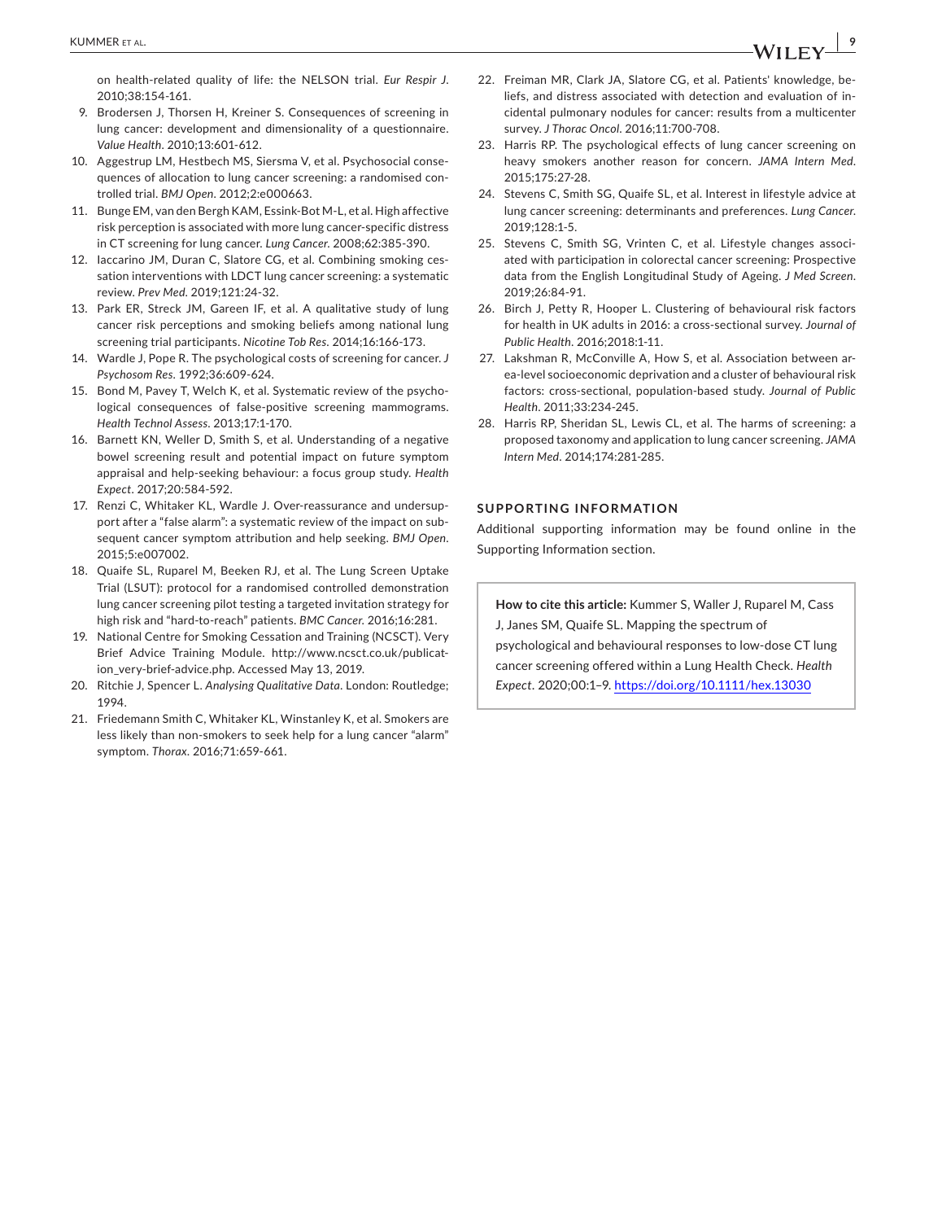on health-related quality of life: the NELSON trial. *Eur Respir J*. 2010;38:154-161.

9. Brodersen J, Thorsen H, Kreiner S. Consequences of screening in lung cancer: development and dimensionality of a questionnaire. *Value Health*. 2010;13:601-612.
10. Aggestrup LM, Hestbech MS, Siersma V, et al. Psychosocial consequences of allocation to lung cancer screening: a randomised controlled trial. *BMJ Open*. 2012;2:e000663.
11. Bunge EM, van den Bergh KAM, Essink-Bot M-L, et al. High affective risk perception is associated with more lung cancer-specific distress in CT screening for lung cancer. *Lung Cancer*. 2008;62:385-390.
12. Iaccarino JM, Duran C, Slatore CG, et al. Combining smoking cessation interventions with LDCT lung cancer screening: a systematic review. *Prev Med*. 2019;121:24-32.
13. Park ER, Streck JM, Gareen IF, et al. A qualitative study of lung cancer risk perceptions and smoking beliefs among national lung screening trial participants. *Nicotine Tob Res*. 2014;16:166-173.
14. Wardle J, Pope R. The psychological costs of screening for cancer. *J Psychosom Res*. 1992;36:609-624.
15. Bond M, Pavey T, Welch K, et al. Systematic review of the psychological consequences of false-positive screening mammograms. *Health Technol Assess*. 2013;17:1-170.
16. Barnett KN, Weller D, Smith S, et al. Understanding of a negative bowel screening result and potential impact on future symptom appraisal and help-seeking behaviour: a focus group study. *Health Expect*. 2017;20:584-592.
17. Renzi C, Whitaker KL, Wardle J. Over-reassurance and undersupport after a "false alarm": a systematic review of the impact on subsequent cancer symptom attribution and help seeking. *BMJ Open*. 2015;5:e007002.
18. Quaife SL, Ruparel M, Beeken RJ, et al. The Lung Screen Uptake Trial (LSUT): protocol for a randomised controlled demonstration lung cancer screening pilot testing a targeted invitation strategy for high risk and "hard-to-reach" patients. *BMC Cancer*. 2016;16:281.
19. National Centre for Smoking Cessation and Training (NCSCT). Very Brief Advice Training Module. http://www.ncsct.co.uk/publication_very-brief-advice.php. Accessed May 13, 2019.
20. Ritchie J, Spencer L. *Analysing Qualitative Data*. London: Routledge; 1994.
21. Friedemann Smith C, Whitaker KL, Winstanley K, et al. Smokers are less likely than non-smokers to seek help for a lung cancer "alarm" symptom. *Thorax*. 2016;71:659-661.
22. Freiman MR, Clark JA, Slatore CG, et al. Patients' knowledge, beliefs, and distress associated with detection and evaluation of incidental pulmonary nodules for cancer: results from a multicenter survey. *J Thorac Oncol*. 2016;11:700-708.
23. Harris RP. The psychological effects of lung cancer screening on heavy smokers another reason for concern. *JAMA Intern Med*. 2015;175:27-28.
24. Stevens C, Smith SG, Quaife SL, et al. Interest in lifestyle advice at lung cancer screening: determinants and preferences. *Lung Cancer*. 2019;128:1-5.
25. Stevens C, Smith SG, Vrinten C, et al. Lifestyle changes associated with participation in colorectal cancer screening: Prospective data from the English Longitudinal Study of Ageing. *J Med Screen*. 2019;26:84-91.
26. Birch J, Petty R, Hooper L. Clustering of behavioural risk factors for health in UK adults in 2016: a cross-sectional survey. *Journal of Public Health*. 2016;2018:1-11.
27. Lakshman R, McConville A, How S, et al. Association between area-level socioeconomic deprivation and a cluster of behavioural risk factors: cross-sectional, population-based study. *Journal of Public Health*. 2011;33:234-245.
28. Harris RP, Sheridan SL, Lewis CL, et al. The harms of screening: a proposed taxonomy and application to lung cancer screening. *JAMA Intern Med*. 2014;174:281-285.

## SUPPORTING INFORMATION

Additional supporting information may be found online in the Supporting Information section.

**How to cite this article:** Kummer S, Waller J, Ruparel M, Cass J, Janes SM, Quaife SL. Mapping the spectrum of psychological and behavioural responses to low-dose CT lung cancer screening offered within a Lung Health Check. *Health Expect*. 2020;00:1–9. https://doi.org/10.1111/hex.13030